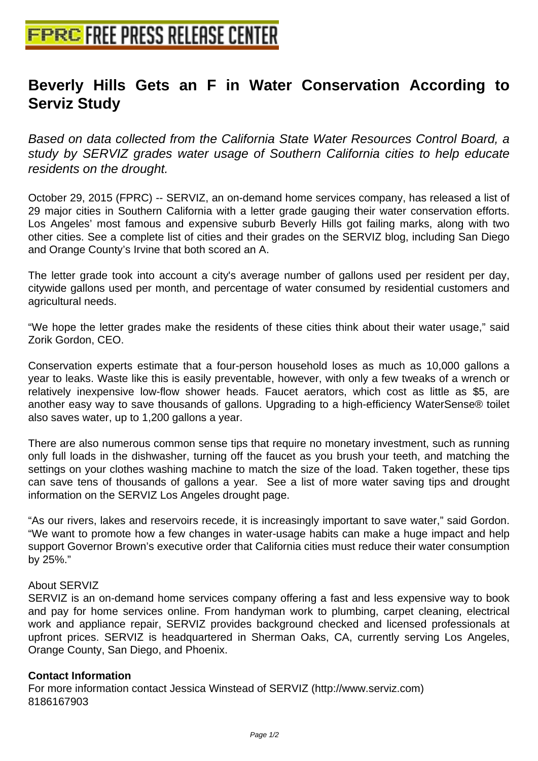# Beverly Hills Gets an F in Water Conservation According to Serviz Study

*Based on data collected from the California State Water Resources Control Board, a study by SERVIZ grades water usage of Southern California cities to help educate residents on the drought.*

October 29, 2015 (FPRC) -- SERVIZ, an on-demand home services company, has released a list of 29 major cities in Southern California with a letter grade gauging their water conservation efforts. Los Angeles' most famous and expensive suburb Beverly Hills got failing marks, along with two other cities. See a complete list of cities and their grades on the SERVIZ blog, including San Diego and Orange County's Irvine that both scored an A.

The letter grade took into account a city's average number of gallons used per resident per day, citywide gallons used per month, and percentage of water consumed by residential customers and agricultural needs.

"We hope the letter grades make the residents of these cities think about their water usage," said Zorik Gordon, CEO.

Conservation experts estimate that a four-person household loses as much as 10,000 gallons a year to leaks. Waste like this is easily preventable, however, with only a few tweaks of a wrench or relatively inexpensive low-flow shower heads. Faucet aerators, which cost as little as $5, are another easy way to save thousands of gallons. Upgrading to a high-efficiency WaterSense® toilet also saves water, up to 1,200 gallons a year.

There are also numerous common sense tips that require no monetary investment, such as running only full loads in the dishwasher, turning off the faucet as you brush your teeth, and matching the settings on your clothes washing machine to match the size of the load. Taken together, these tips can save tens of thousands of gallons a year. See a list of more water saving tips and drought information on the SERVIZ Los Angeles drought page.

"As our rivers, lakes and reservoirs recede, it is increasingly important to save water," said Gordon. "We want to promote how a few changes in water-usage habits can make a huge impact and help support Governor Brown's executive order that California cities must reduce their water consumption by 25%."

About SERVIZ
SERVIZ is an on-demand home services company offering a fast and less expensive way to book and pay for home services online. From handyman work to plumbing, carpet cleaning, electrical work and appliance repair, SERVIZ provides background checked and licensed professionals at upfront prices. SERVIZ is headquartered in Sherman Oaks, CA, currently serving Los Angeles, Orange County, San Diego, and Phoenix.

**Contact Information**
For more information contact Jessica Winstead of SERVIZ (http://www.serviz.com)
8186167903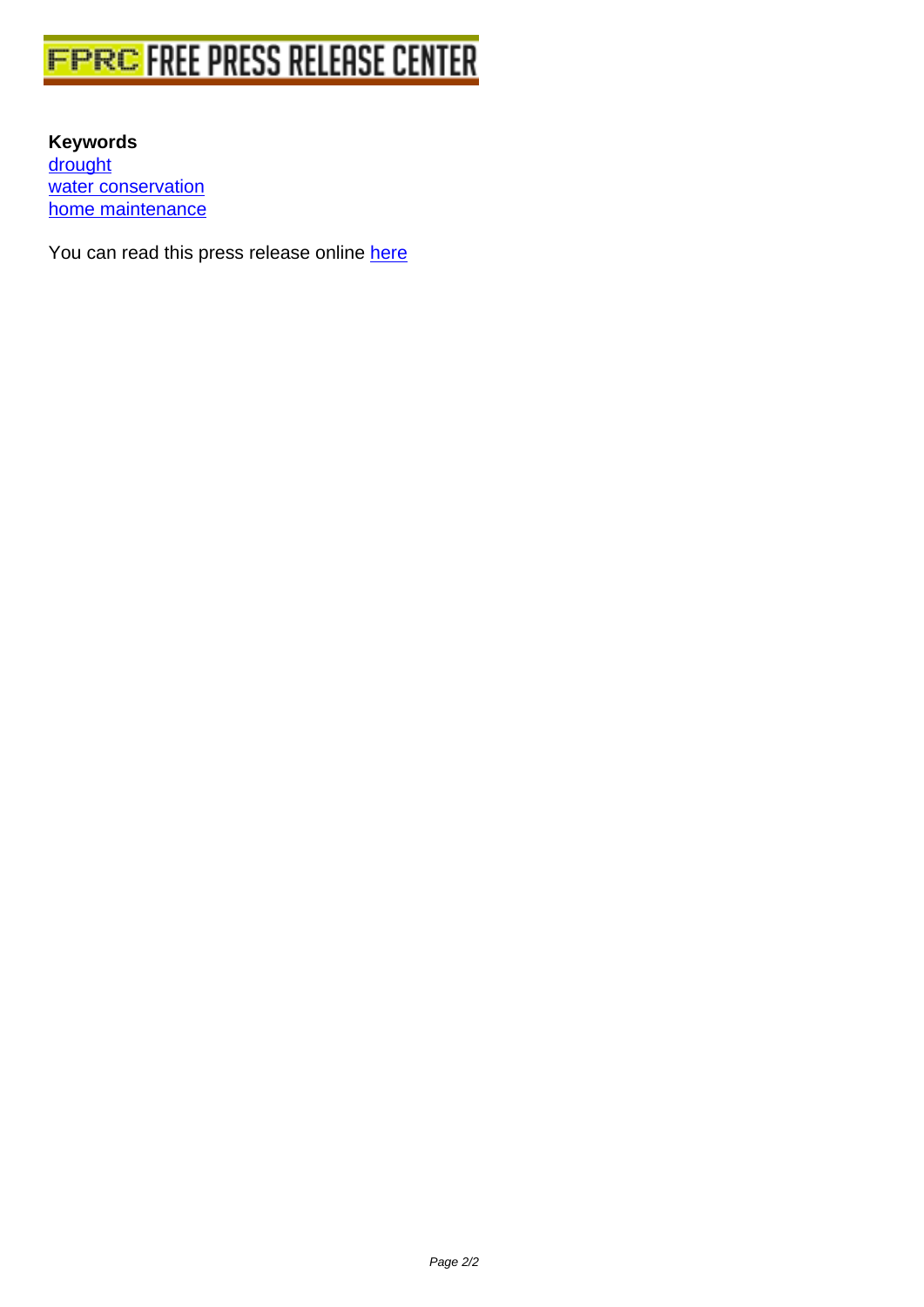**Keywords**
drought
water conservation
home maintenance

You can read this press release online here